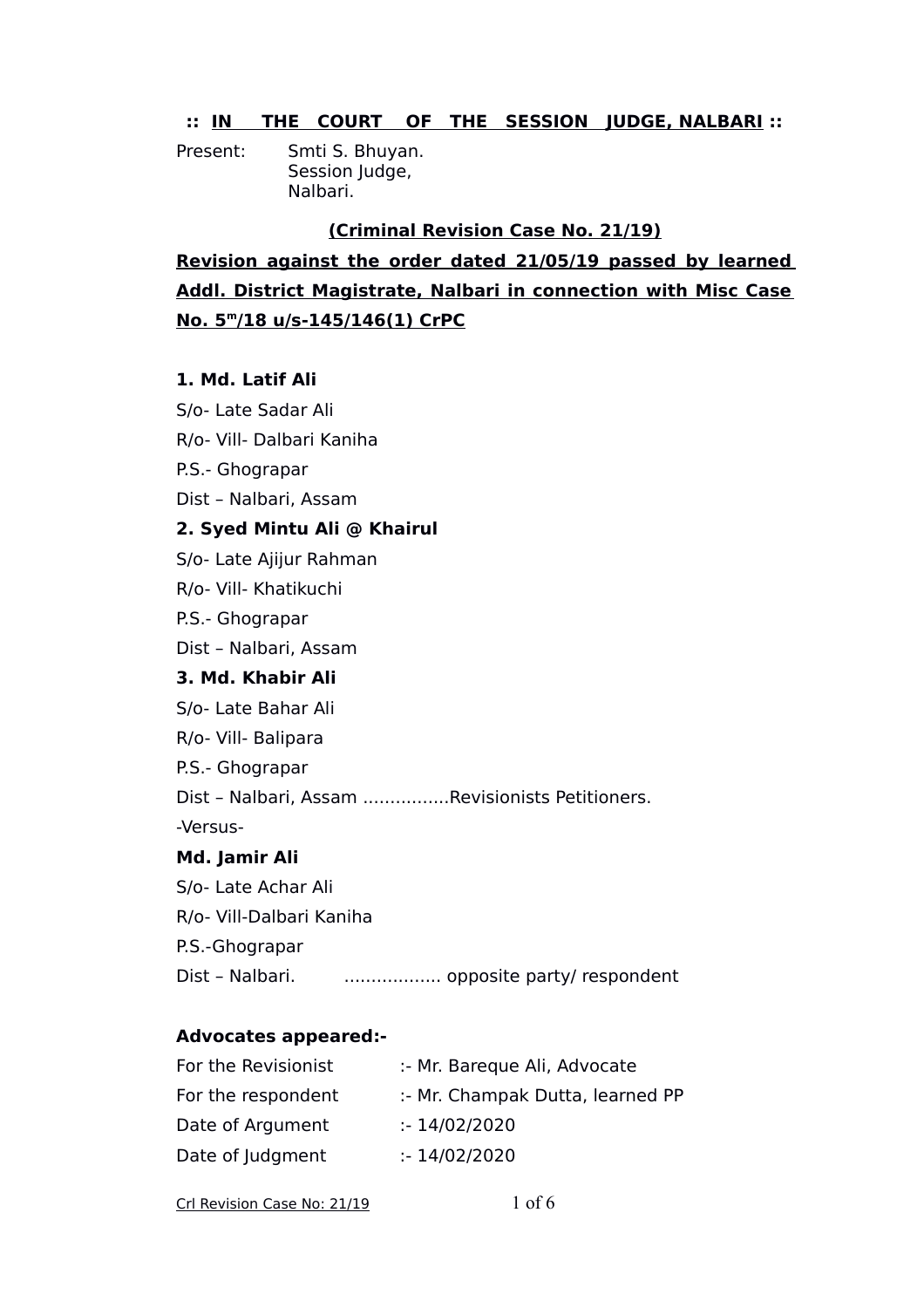:: **IN THE COURT OF THE SESSION JUDGE, NALBARI** ::

Present: Smti S. Bhuyan.
Session Judge,
Nalbari.

**(Criminal Revision Case No. 21/19)**

**Revision against the order dated 21/05/19 passed by learned Addl. District Magistrate, Nalbari in connection with Misc Case No. 5m/18 u/s-145/146(1) CrPC**

**1. Md. Latif Ali**

S/o- Late Sadar Ali

R/o- Vill- Dalbari Kaniha

P.S.- Ghograpar

Dist – Nalbari, Assam

**2. Syed Mintu Ali @ Khairul**

S/o- Late Ajijur Rahman

R/o- Vill- Khatikuchi

P.S.- Ghograpar

Dist – Nalbari, Assam

**3. Md. Khabir Ali**

S/o- Late Bahar Ali

R/o- Vill- Balipara

P.S.- Ghograpar

Dist – Nalbari, Assam ................Revisionists Petitioners.

-Versus-

**Md. Jamir Ali**

S/o- Late Achar Ali

R/o- Vill-Dalbari Kaniha

P.S.-Ghograpar

Dist – Nalbari. .................. opposite party/ respondent

**Advocates appeared:-**

For the Revisionist :- Mr. Bareque Ali, Advocate

For the respondent :- Mr. Champak Dutta, learned PP

Date of Argument :- 14/02/2020

Date of Judgment :- 14/02/2020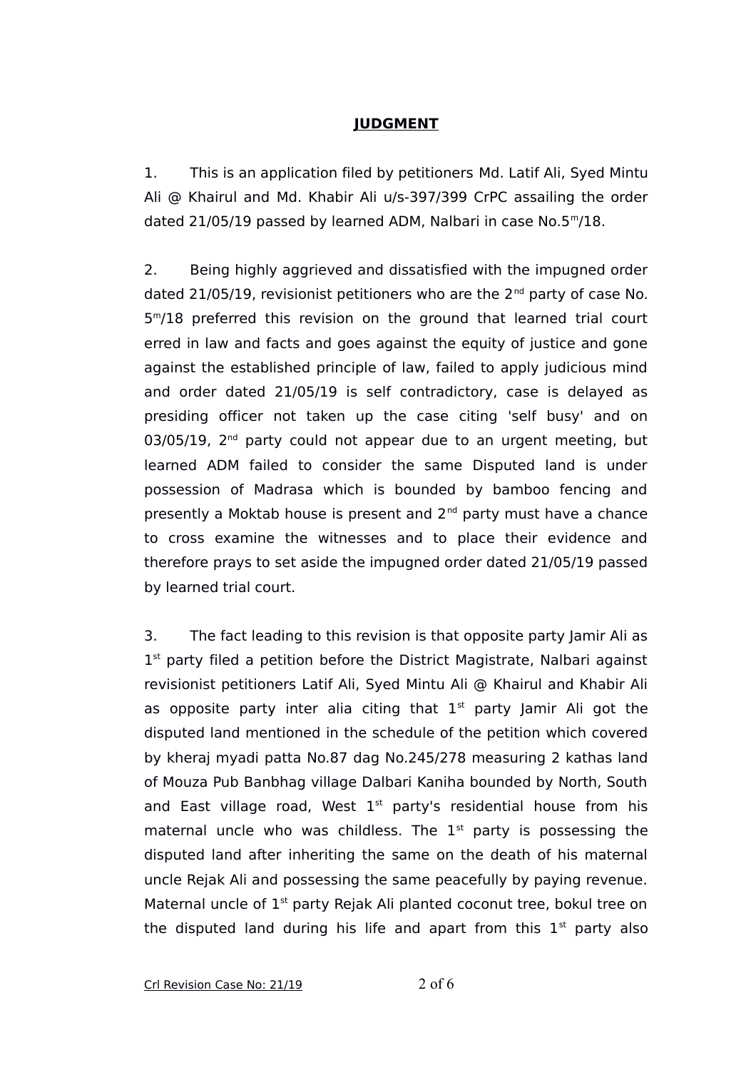# JUDGMENT

1. This is an application filed by petitioners Md. Latif Ali, Syed Mintu Ali @ Khairul and Md. Khabir Ali u/s-397/399 CrPC assailing the order dated 21/05/19 passed by learned ADM, Nalbari in case No.5$^{m}$/18.

2. Being highly aggrieved and dissatisfied with the impugned order dated 21/05/19, revisionist petitioners who are the 2$^{nd}$ party of case No. 5$^{m}$/18 preferred this revision on the ground that learned trial court erred in law and facts and goes against the equity of justice and gone against the established principle of law, failed to apply judicious mind and order dated 21/05/19 is self contradictory, case is delayed as presiding officer not taken up the case citing 'self busy' and on 03/05/19, 2$^{nd}$ party could not appear due to an urgent meeting, but learned ADM failed to consider the same Disputed land is under possession of Madrasa which is bounded by bamboo fencing and presently a Moktab house is present and 2$^{nd}$ party must have a chance to cross examine the witnesses and to place their evidence and therefore prays to set aside the impugned order dated 21/05/19 passed by learned trial court.

3. The fact leading to this revision is that opposite party Jamir Ali as 1$^{st}$ party filed a petition before the District Magistrate, Nalbari against revisionist petitioners Latif Ali, Syed Mintu Ali @ Khairul and Khabir Ali as opposite party inter alia citing that 1$^{st}$ party Jamir Ali got the disputed land mentioned in the schedule of the petition which covered by kheraj myadi patta No.87 dag No.245/278 measuring 2 kathas land of Mouza Pub Banbhag village Dalbari Kaniha bounded by North, South and East village road, West 1$^{st}$ party's residential house from his maternal uncle who was childless. The 1$^{st}$ party is possessing the disputed land after inheriting the same on the death of his maternal uncle Rejak Ali and possessing the same peacefully by paying revenue. Maternal uncle of 1$^{st}$ party Rejak Ali planted coconut tree, bokul tree on the disputed land during his life and apart from this 1$^{st}$ party also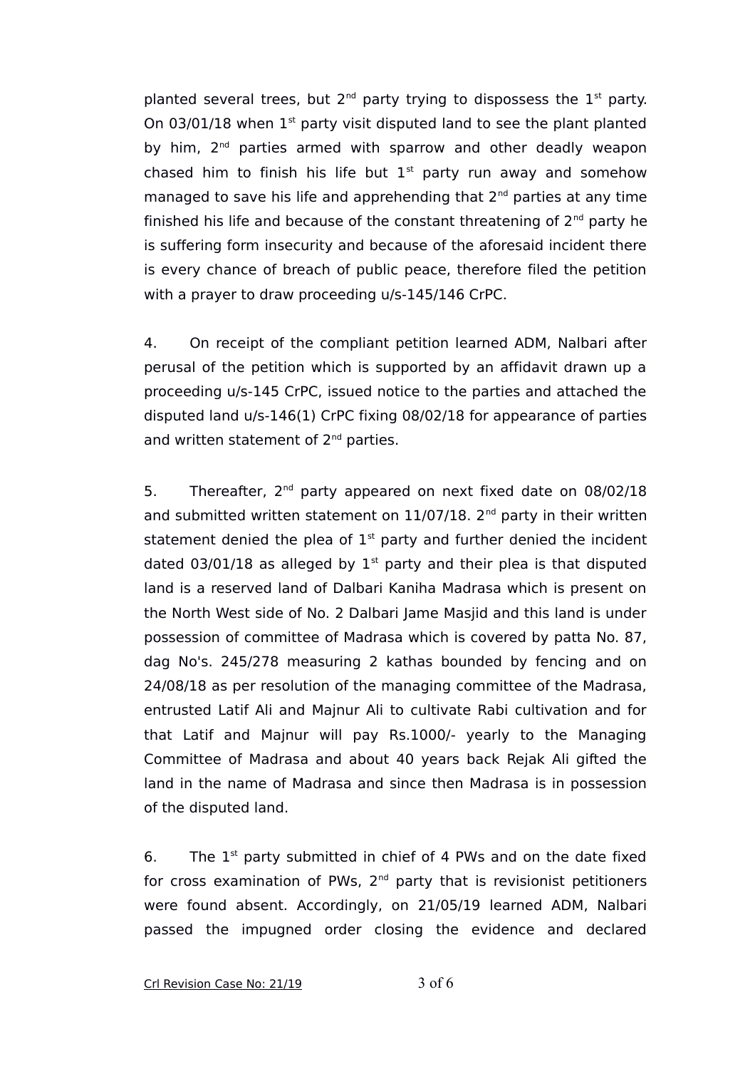planted several trees, but 2nd party trying to dispossess the 1st party. On 03/01/18 when 1st party visit disputed land to see the plant planted by him, 2nd parties armed with sparrow and other deadly weapon chased him to finish his life but 1st party run away and somehow managed to save his life and apprehending that 2nd parties at any time finished his life and because of the constant threatening of 2nd party he is suffering form insecurity and because of the aforesaid incident there is every chance of breach of public peace, therefore filed the petition with a prayer to draw proceeding u/s-145/146 CrPC.

4. On receipt of the compliant petition learned ADM, Nalbari after perusal of the petition which is supported by an affidavit drawn up a proceeding u/s-145 CrPC, issued notice to the parties and attached the disputed land u/s-146(1) CrPC fixing 08/02/18 for appearance of parties and written statement of 2nd parties.

5. Thereafter, 2nd party appeared on next fixed date on 08/02/18 and submitted written statement on 11/07/18. 2nd party in their written statement denied the plea of 1st party and further denied the incident dated 03/01/18 as alleged by 1st party and their plea is that disputed land is a reserved land of Dalbari Kaniha Madrasa which is present on the North West side of No. 2 Dalbari Jame Masjid and this land is under possession of committee of Madrasa which is covered by patta No. 87, dag No's. 245/278 measuring 2 kathas bounded by fencing and on 24/08/18 as per resolution of the managing committee of the Madrasa, entrusted Latif Ali and Majnur Ali to cultivate Rabi cultivation and for that Latif and Majnur will pay Rs.1000/- yearly to the Managing Committee of Madrasa and about 40 years back Rejak Ali gifted the land in the name of Madrasa and since then Madrasa is in possession of the disputed land.

6. The 1st party submitted in chief of 4 PWs and on the date fixed for cross examination of PWs, 2nd party that is revisionist petitioners were found absent. Accordingly, on 21/05/19 learned ADM, Nalbari passed the impugned order closing the evidence and declared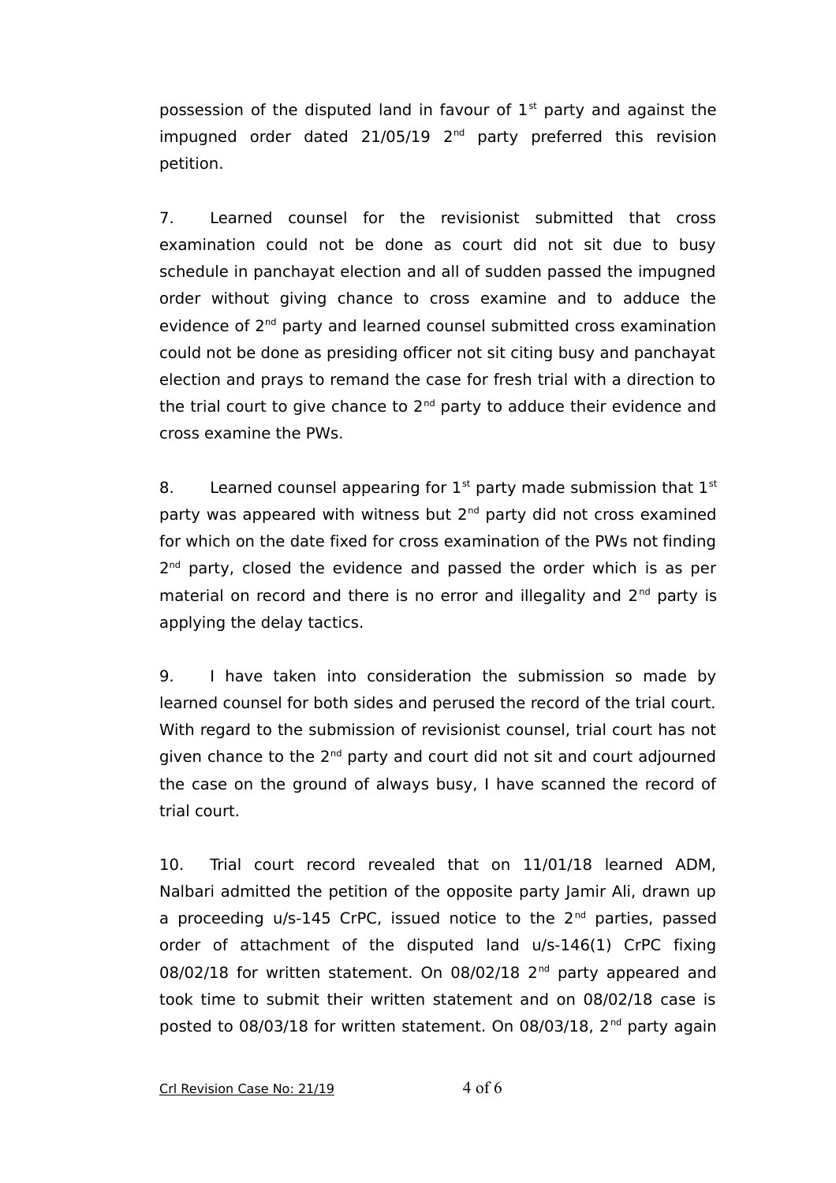possession of the disputed land in favour of 1st party and against the impugned order dated 21/05/19 2nd party preferred this revision petition.

7. Learned counsel for the revisionist submitted that cross examination could not be done as court did not sit due to busy schedule in panchayat election and all of sudden passed the impugned order without giving chance to cross examine and to adduce the evidence of 2nd party and learned counsel submitted cross examination could not be done as presiding officer not sit citing busy and panchayat election and prays to remand the case for fresh trial with a direction to the trial court to give chance to 2nd party to adduce their evidence and cross examine the PWs.

8. Learned counsel appearing for 1st party made submission that 1st party was appeared with witness but 2nd party did not cross examined for which on the date fixed for cross examination of the PWs not finding 2nd party, closed the evidence and passed the order which is as per material on record and there is no error and illegality and 2nd party is applying the delay tactics.

9. I have taken into consideration the submission so made by learned counsel for both sides and perused the record of the trial court. With regard to the submission of revisionist counsel, trial court has not given chance to the 2nd party and court did not sit and court adjourned the case on the ground of always busy, I have scanned the record of trial court.

10. Trial court record revealed that on 11/01/18 learned ADM, Nalbari admitted the petition of the opposite party Jamir Ali, drawn up a proceeding u/s-145 CrPC, issued notice to the 2nd parties, passed order of attachment of the disputed land u/s-146(1) CrPC fixing 08/02/18 for written statement. On 08/02/18 2nd party appeared and took time to submit their written statement and on 08/02/18 case is posted to 08/03/18 for written statement. On 08/03/18, 2nd party again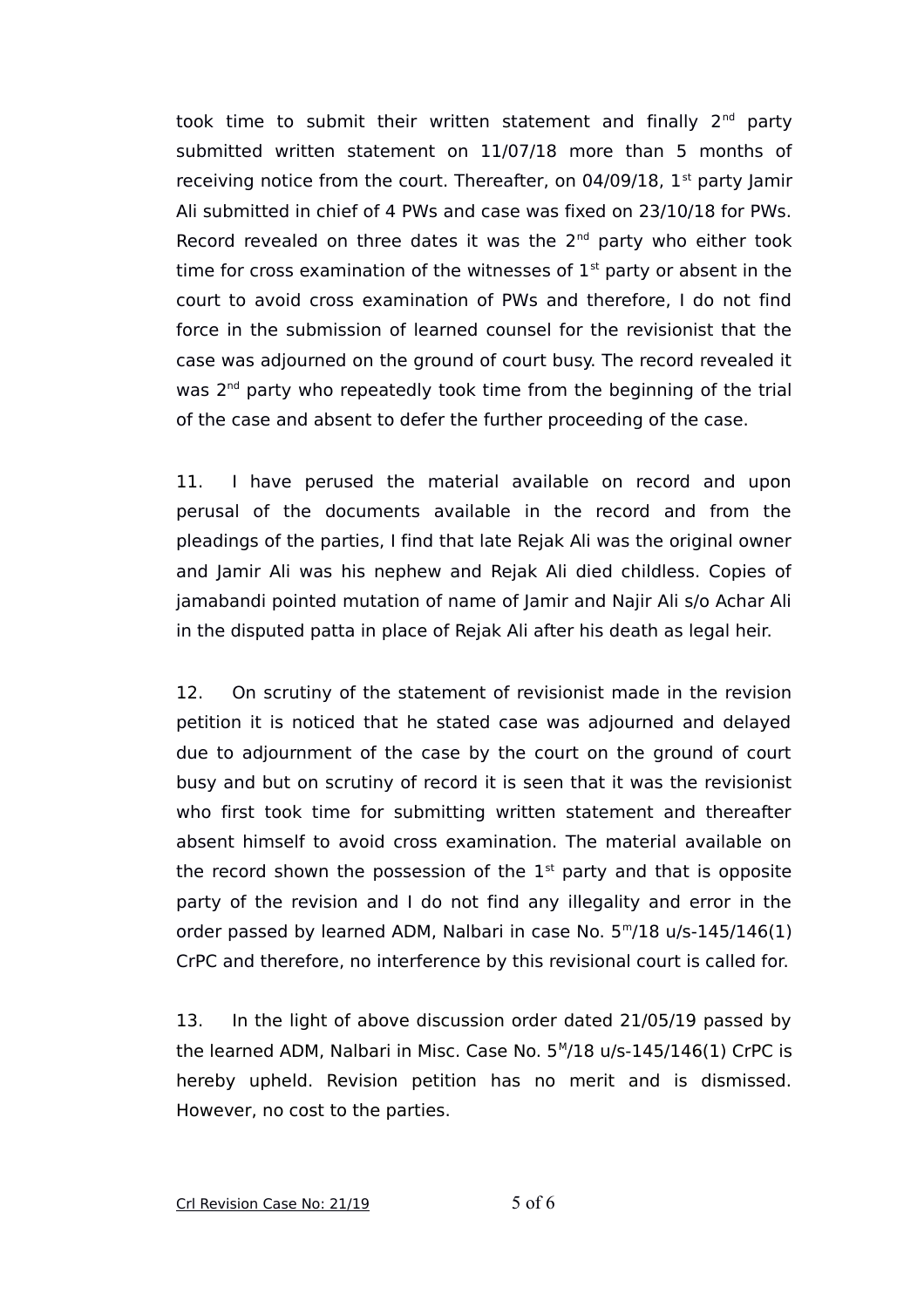took time to submit their written statement and finally 2nd party submitted written statement on 11/07/18 more than 5 months of receiving notice from the court. Thereafter, on 04/09/18, 1st party Jamir Ali submitted in chief of 4 PWs and case was fixed on 23/10/18 for PWs. Record revealed on three dates it was the 2nd party who either took time for cross examination of the witnesses of 1st party or absent in the court to avoid cross examination of PWs and therefore, I do not find force in the submission of learned counsel for the revisionist that the case was adjourned on the ground of court busy. The record revealed it was 2nd party who repeatedly took time from the beginning of the trial of the case and absent to defer the further proceeding of the case.

11. I have perused the material available on record and upon perusal of the documents available in the record and from the pleadings of the parties, I find that late Rejak Ali was the original owner and Jamir Ali was his nephew and Rejak Ali died childless. Copies of jamabandi pointed mutation of name of Jamir and Najir Ali s/o Achar Ali in the disputed patta in place of Rejak Ali after his death as legal heir.

12. On scrutiny of the statement of revisionist made in the revision petition it is noticed that he stated case was adjourned and delayed due to adjournment of the case by the court on the ground of court busy and but on scrutiny of record it is seen that it was the revisionist who first took time for submitting written statement and thereafter absent himself to avoid cross examination. The material available on the record shown the possession of the 1st party and that is opposite party of the revision and I do not find any illegality and error in the order passed by learned ADM, Nalbari in case No. 5m/18 u/s-145/146(1) CrPC and therefore, no interference by this revisional court is called for.

13. In the light of above discussion order dated 21/05/19 passed by the learned ADM, Nalbari in Misc. Case No. 5M/18 u/s-145/146(1) CrPC is hereby upheld. Revision petition has no merit and is dismissed. However, no cost to the parties.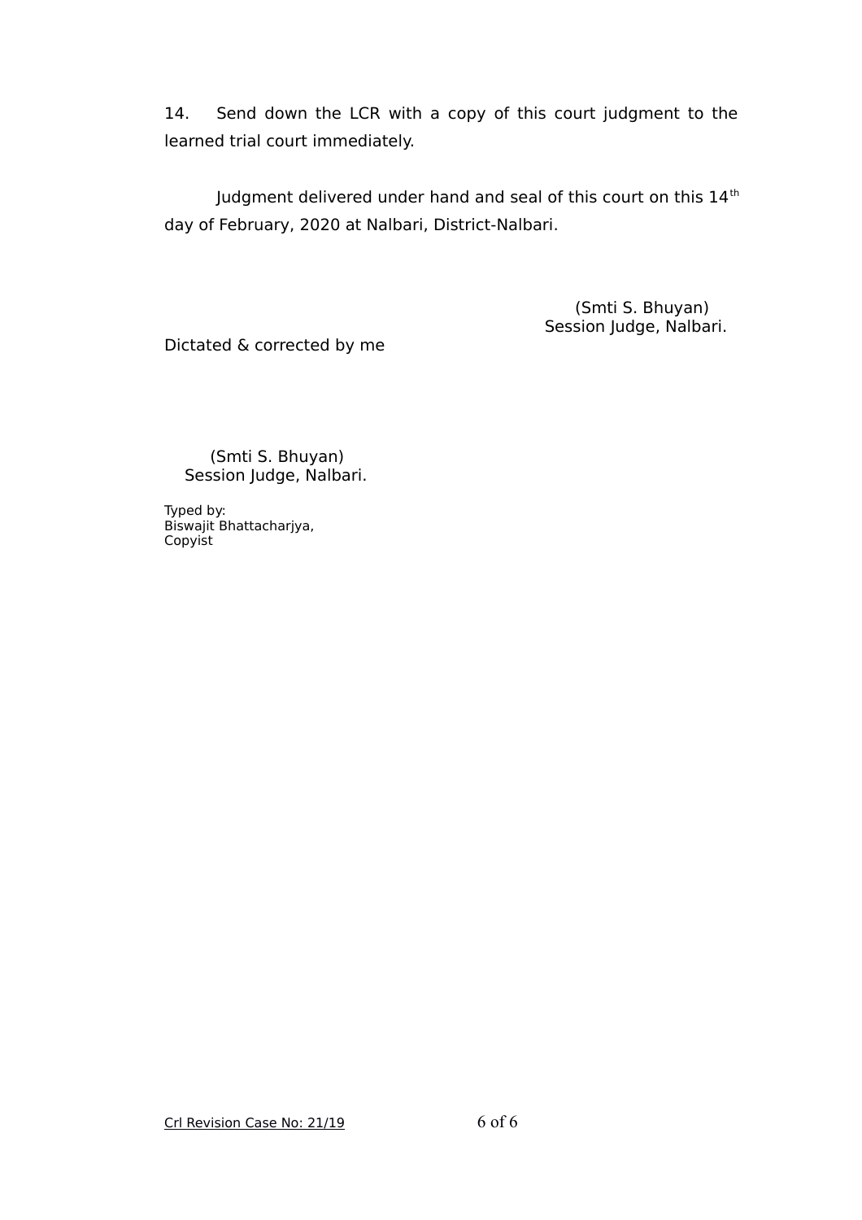14. Send down the LCR with a copy of this court judgment to the learned trial court immediately.

Judgment delivered under hand and seal of this court on this 14th day of February, 2020 at Nalbari, District-Nalbari.

(Smti S. Bhuyan)
Session Judge, Nalbari.

Dictated & corrected by me

(Smti S. Bhuyan)
Session Judge, Nalbari.

Typed by:
Biswajit Bhattacharjya,
Copyist